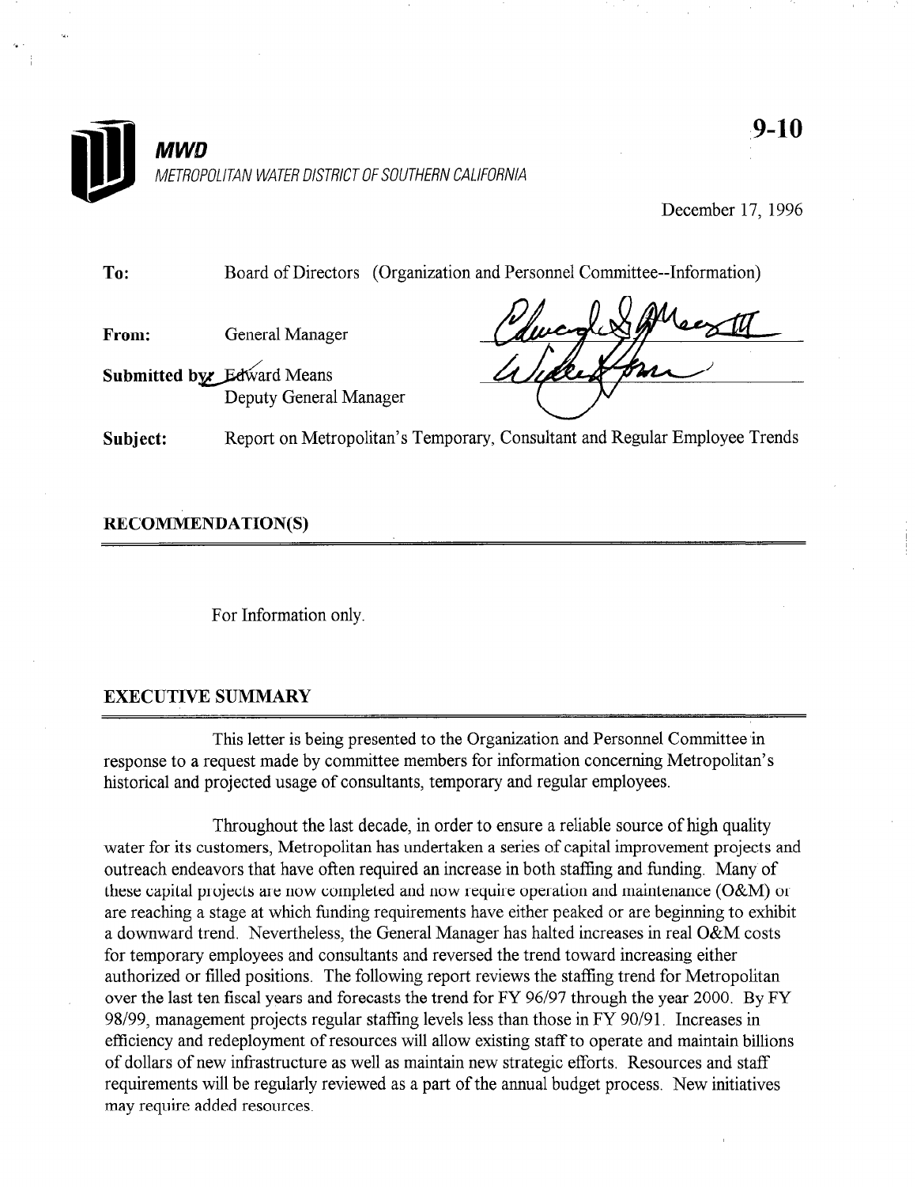**MWD**

*METROPOLITAN WATER DISTRICT OF SOUTHERN CALIFORNIA*

**9-10**

December 17, 1996

**To:** Board of Directors (Organization and Personnel Committee--Information)

**From:** General Manager

**Submitted by:** Edward Means
Deputy General Manager

**Subject:** Report on Metropolitan's Temporary, Consultant and Regular Employee Trends

## RECOMMENDATION(S)

For Information only.

## EXECUTIVE SUMMARY

This letter is being presented to the Organization and Personnel Committee in response to a request made by committee members for information concerning Metropolitan's historical and projected usage of consultants, temporary and regular employees.

Throughout the last decade, in order to ensure a reliable source of high quality water for its customers, Metropolitan has undertaken a series of capital improvement projects and outreach endeavors that have often required an increase in both staffing and funding. Many of these capital projects are now completed and now require operation and maintenance (O&M) or are reaching a stage at which funding requirements have either peaked or are beginning to exhibit a downward trend. Nevertheless, the General Manager has halted increases in real O&M costs for temporary employees and consultants and reversed the trend toward increasing either authorized or filled positions. The following report reviews the staffing trend for Metropolitan over the last ten fiscal years and forecasts the trend for FY 96/97 through the year 2000. By FY 98/99, management projects regular staffing levels less than those in FY 90/91. Increases in efficiency and redeployment of resources will allow existing staff to operate and maintain billions of dollars of new infrastructure as well as maintain new strategic efforts. Resources and staff requirements will be regularly reviewed as a part of the annual budget process. New initiatives may require added resources.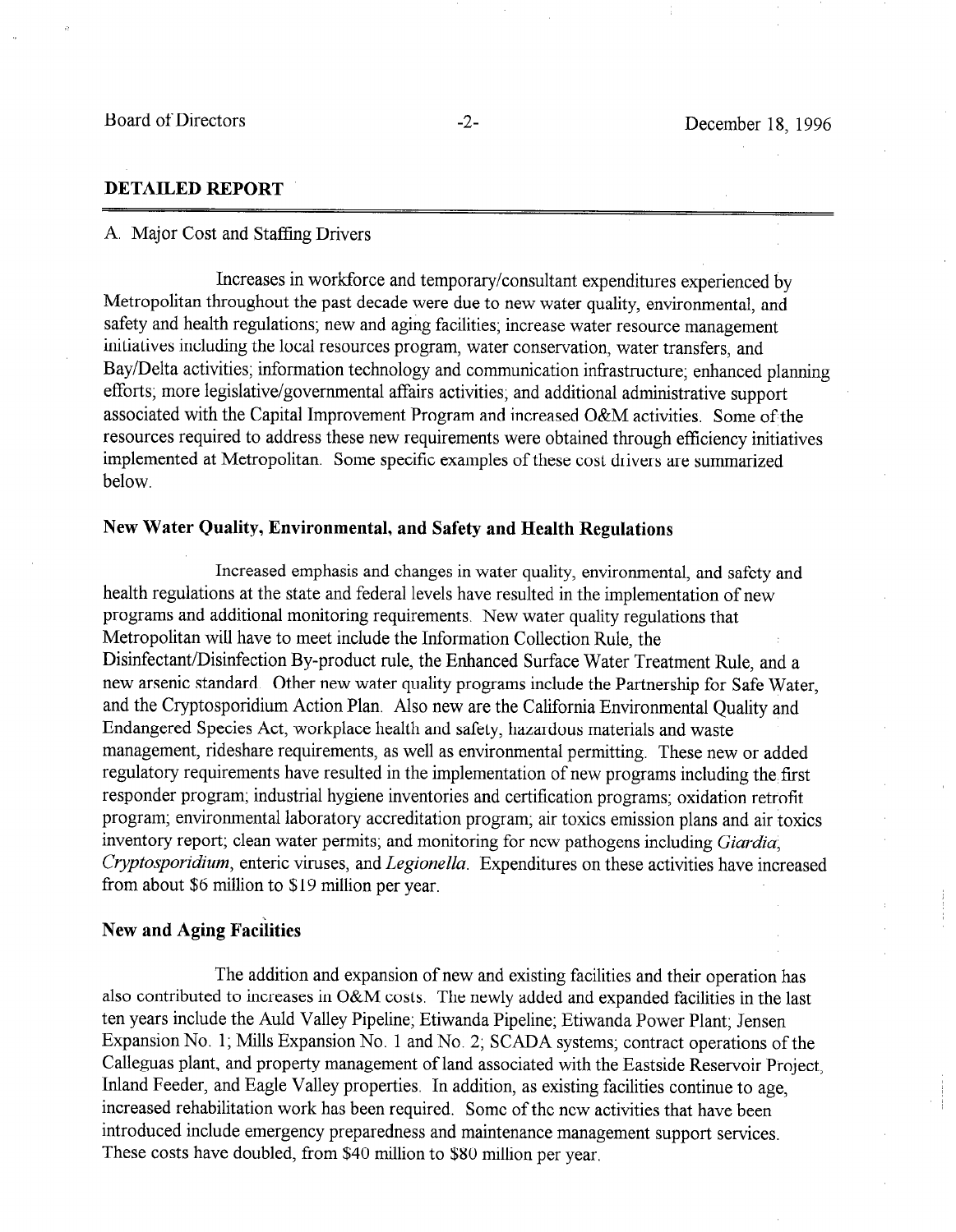## DETAILED REPORT

A. Major Cost and Staffing Drivers

Increases in workforce and temporary/consultant expenditures experienced by Metropolitan throughout the past decade were due to new water quality, environmental, and safety and health regulations; new and aging facilities; increase water resource management initiatives including the local resources program, water conservation, water transfers, and Bay/Delta activities; information technology and communication infrastructure; enhanced planning efforts; more legislative/governmental affairs activities; and additional administrative support associated with the Capital Improvement Program and increased O&M activities. Some of the resources required to address these new requirements were obtained through efficiency initiatives implemented at Metropolitan. Some specific examples of these cost drivers are summarized below.

### New Water Quality, Environmental, and Safety and Health Regulations

Increased emphasis and changes in water quality, environmental, and safety and health regulations at the state and federal levels have resulted in the implementation of new programs and additional monitoring requirements. New water quality regulations that Metropolitan will have to meet include the Information Collection Rule, the Disinfectant/Disinfection By-product rule, the Enhanced Surface Water Treatment Rule, and a new arsenic standard. Other new water quality programs include the Partnership for Safe Water, and the Cryptosporidium Action Plan. Also new are the California Environmental Quality and Endangered Species Act, workplace health and safety, hazardous materials and waste management, rideshare requirements, as well as environmental permitting. These new or added regulatory requirements have resulted in the implementation of new programs including the first responder program; industrial hygiene inventories and certification programs; oxidation retrofit program; environmental laboratory accreditation program; air toxics emission plans and air toxics inventory report; clean water permits; and monitoring for new pathogens including *Giardia*, *Cryptosporidium*, enteric viruses, and *Legionella*. Expenditures on these activities have increased from about $6 million to $19 million per year.

### New and Aging Facilities

The addition and expansion of new and existing facilities and their operation has also contributed to increases in O&M costs. The newly added and expanded facilities in the last ten years include the Auld Valley Pipeline; Etiwanda Pipeline; Etiwanda Power Plant; Jensen Expansion No. 1; Mills Expansion No. 1 and No. 2; SCADA systems; contract operations of the Calleguas plant, and property management of land associated with the Eastside Reservoir Project, Inland Feeder, and Eagle Valley properties. In addition, as existing facilities continue to age, increased rehabilitation work has been required. Some of the new activities that have been introduced include emergency preparedness and maintenance management support services. These costs have doubled, from $40 million to $80 million per year.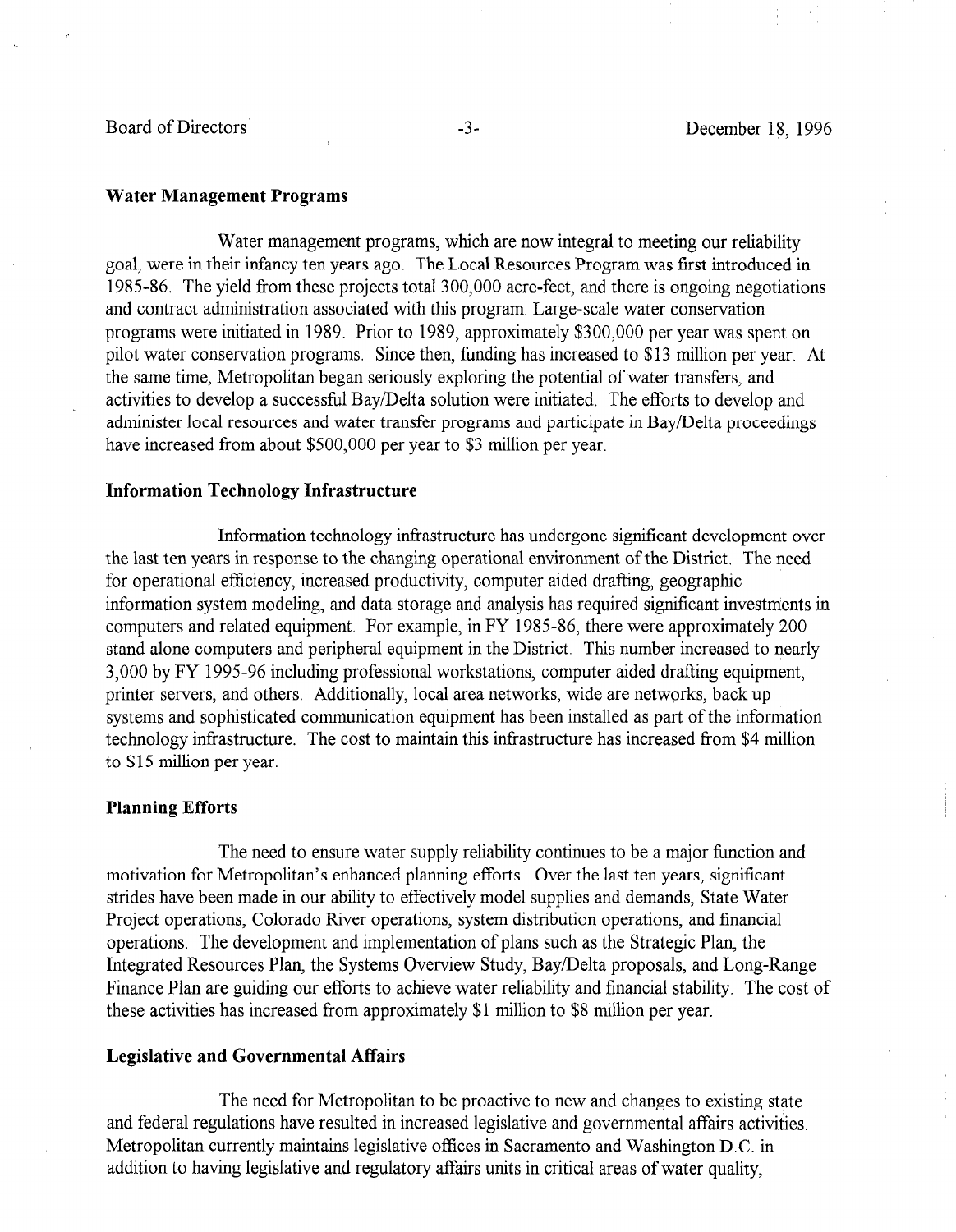## Water Management Programs

Water management programs, which are now integral to meeting our reliability goal, were in their infancy ten years ago. The Local Resources Program was first introduced in 1985-86. The yield from these projects total 300,000 acre-feet, and there is ongoing negotiations and contract administration associated with this program. Large-scale water conservation programs were initiated in 1989. Prior to 1989, approximately $300,000 per year was spent on pilot water conservation programs. Since then, funding has increased to $13 million per year. At the same time, Metropolitan began seriously exploring the potential of water transfers, and activities to develop a successful Bay/Delta solution were initiated. The efforts to develop and administer local resources and water transfer programs and participate in Bay/Delta proceedings have increased from about $500,000 per year to $3 million per year.

## Information Technology Infrastructure

Information technology infrastructure has undergone significant development over the last ten years in response to the changing operational environment of the District. The need for operational efficiency, increased productivity, computer aided drafting, geographic information system modeling, and data storage and analysis has required significant investments in computers and related equipment. For example, in FY 1985-86, there were approximately 200 stand alone computers and peripheral equipment in the District. This number increased to nearly 3,000 by FY 1995-96 including professional workstations, computer aided drafting equipment, printer servers, and others. Additionally, local area networks, wide are networks, back up systems and sophisticated communication equipment has been installed as part of the information technology infrastructure. The cost to maintain this infrastructure has increased from $4 million to $15 million per year.

## Planning Efforts

The need to ensure water supply reliability continues to be a major function and motivation for Metropolitan's enhanced planning efforts. Over the last ten years, significant strides have been made in our ability to effectively model supplies and demands, State Water Project operations, Colorado River operations, system distribution operations, and financial operations. The development and implementation of plans such as the Strategic Plan, the Integrated Resources Plan, the Systems Overview Study, Bay/Delta proposals, and Long-Range Finance Plan are guiding our efforts to achieve water reliability and financial stability. The cost of these activities has increased from approximately $1 million to $8 million per year.

## Legislative and Governmental Affairs

The need for Metropolitan to be proactive to new and changes to existing state and federal regulations have resulted in increased legislative and governmental affairs activities. Metropolitan currently maintains legislative offices in Sacramento and Washington D.C. in addition to having legislative and regulatory affairs units in critical areas of water quality,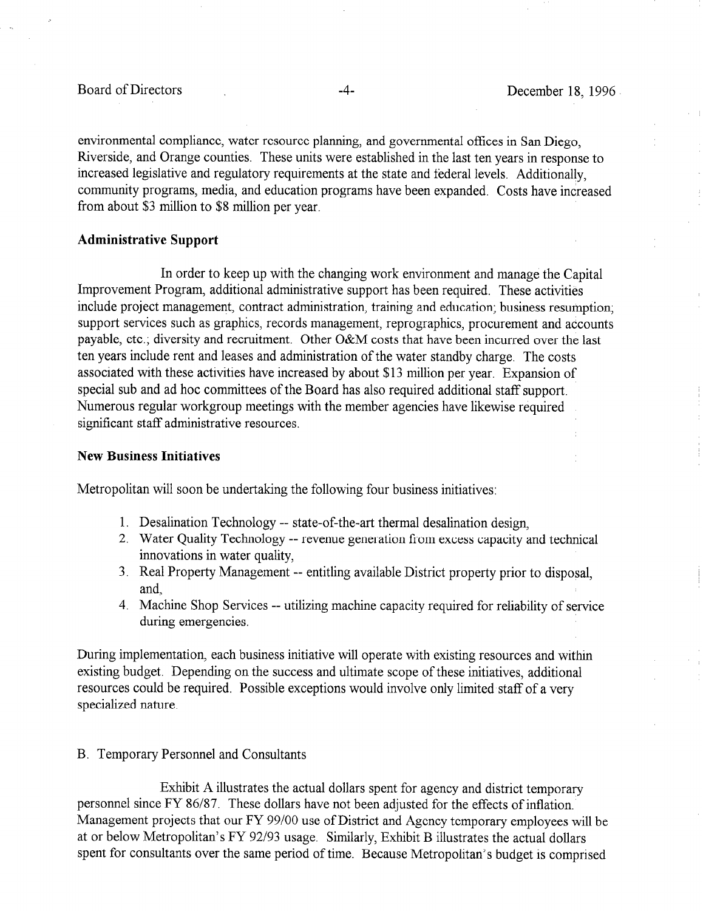environmental compliance, water resource planning, and governmental offices in San Diego, Riverside, and Orange counties. These units were established in the last ten years in response to increased legislative and regulatory requirements at the state and federal levels. Additionally, community programs, media, and education programs have been expanded. Costs have increased from about \$3 million to \$8 million per year.

**Administrative Support**

In order to keep up with the changing work environment and manage the Capital Improvement Program, additional administrative support has been required. These activities include project management, contract administration, training and education; business resumption; support services such as graphics, records management, reprographics, procurement and accounts payable, etc.; diversity and recruitment. Other O&M costs that have been incurred over the last ten years include rent and leases and administration of the water standby charge. The costs associated with these activities have increased by about \$13 million per year. Expansion of special sub and ad hoc committees of the Board has also required additional staff support. Numerous regular workgroup meetings with the member agencies have likewise required significant staff administrative resources.

**New Business Initiatives**

Metropolitan will soon be undertaking the following four business initiatives:

1. Desalination Technology -- state-of-the-art thermal desalination design,
2. Water Quality Technology -- revenue generation from excess capacity and technical innovations in water quality,
3. Real Property Management -- entitling available District property prior to disposal, and,
4. Machine Shop Services -- utilizing machine capacity required for reliability of service during emergencies.

During implementation, each business initiative will operate with existing resources and within existing budget. Depending on the success and ultimate scope of these initiatives, additional resources could be required. Possible exceptions would involve only limited staff of a very specialized nature.

B. Temporary Personnel and Consultants

Exhibit A illustrates the actual dollars spent for agency and district temporary personnel since FY 86/87. These dollars have not been adjusted for the effects of inflation. Management projects that our FY 99/00 use of District and Agency temporary employees will be at or below Metropolitan's FY 92/93 usage. Similarly, Exhibit B illustrates the actual dollars spent for consultants over the same period of time. Because Metropolitan's budget is comprised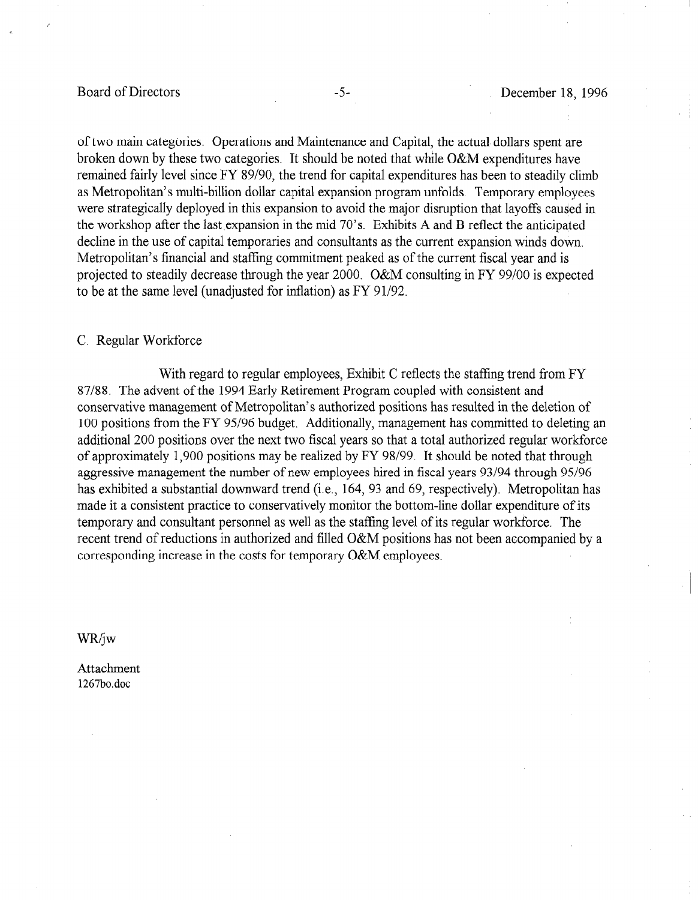of two main categories: Operations and Maintenance and Capital, the actual dollars spent are broken down by these two categories. It should be noted that while O&M expenditures have remained fairly level since FY 89/90, the trend for capital expenditures has been to steadily climb as Metropolitan's multi-billion dollar capital expansion program unfolds. Temporary employees were strategically deployed in this expansion to avoid the major disruption that layoffs caused in the workshop after the last expansion in the mid 70's. Exhibits A and B reflect the anticipated decline in the use of capital temporaries and consultants as the current expansion winds down. Metropolitan's financial and staffing commitment peaked as of the current fiscal year and is projected to steadily decrease through the year 2000. O&M consulting in FY 99/00 is expected to be at the same level (unadjusted for inflation) as FY 91/92.

C. Regular Workforce

With regard to regular employees, Exhibit C reflects the staffing trend from FY 87/88. The advent of the 1994 Early Retirement Program coupled with consistent and conservative management of Metropolitan's authorized positions has resulted in the deletion of 100 positions from the FY 95/96 budget. Additionally, management has committed to deleting an additional 200 positions over the next two fiscal years so that a total authorized regular workforce of approximately 1,900 positions may be realized by FY 98/99. It should be noted that through aggressive management the number of new employees hired in fiscal years 93/94 through 95/96 has exhibited a substantial downward trend (i.e., 164, 93 and 69, respectively). Metropolitan has made it a consistent practice to conservatively monitor the bottom-line dollar expenditure of its temporary and consultant personnel as well as the staffing level of its regular workforce. The recent trend of reductions in authorized and filled O&M positions has not been accompanied by a corresponding increase in the costs for temporary O&M employees.

WR/jw

Attachment
1267bo.doc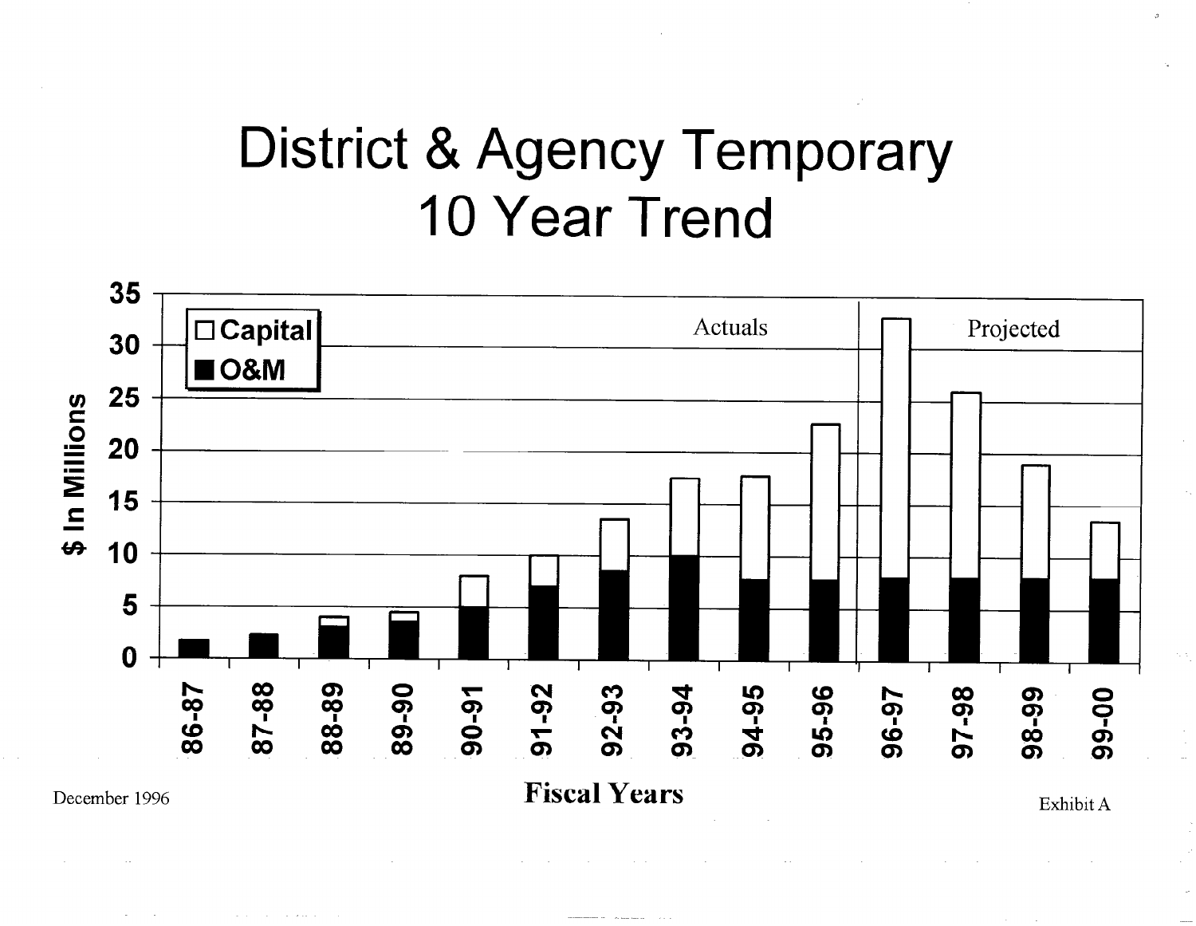# District & Agency Temporary
# 10 Year Trend

| Fiscal Years | O&M ($ In Millions) | Total ($ In Millions) | Status |
|---|---|---|---|
| 86-87 | ~1.8 | ~1.8 | Actuals |
| 87-88 | ~2.3 | ~2.3 | Actuals |
| 88-89 | ~3 | ~4 | Actuals |
| 89-90 | ~3.5 | ~4.5 | Actuals |
| 90-91 | ~5 | ~8 | Actuals |
| 91-92 | ~7 | ~10 | Actuals |
| 92-93 | ~8.5 | ~13.5 | Actuals |
| 93-94 | ~10 | ~17.5 | Actuals |
| 94-95 | ~7.5 | ~17.5 | Actuals |
| 95-96 | ~7.5 | ~22.5 | Actuals |
| 96-97 | ~7.5 | ~32.5 | Projected |
| 97-98 | ~7.5 | ~25.5 | Projected |
| 98-99 | ~7.5 | ~18.5 | Projected |
| 99-00 | ~7.5 | ~13 | Projected |

Values are approximate readings from the stacked bar chart. Total is Capital + O&M.

December 1996

Exhibit A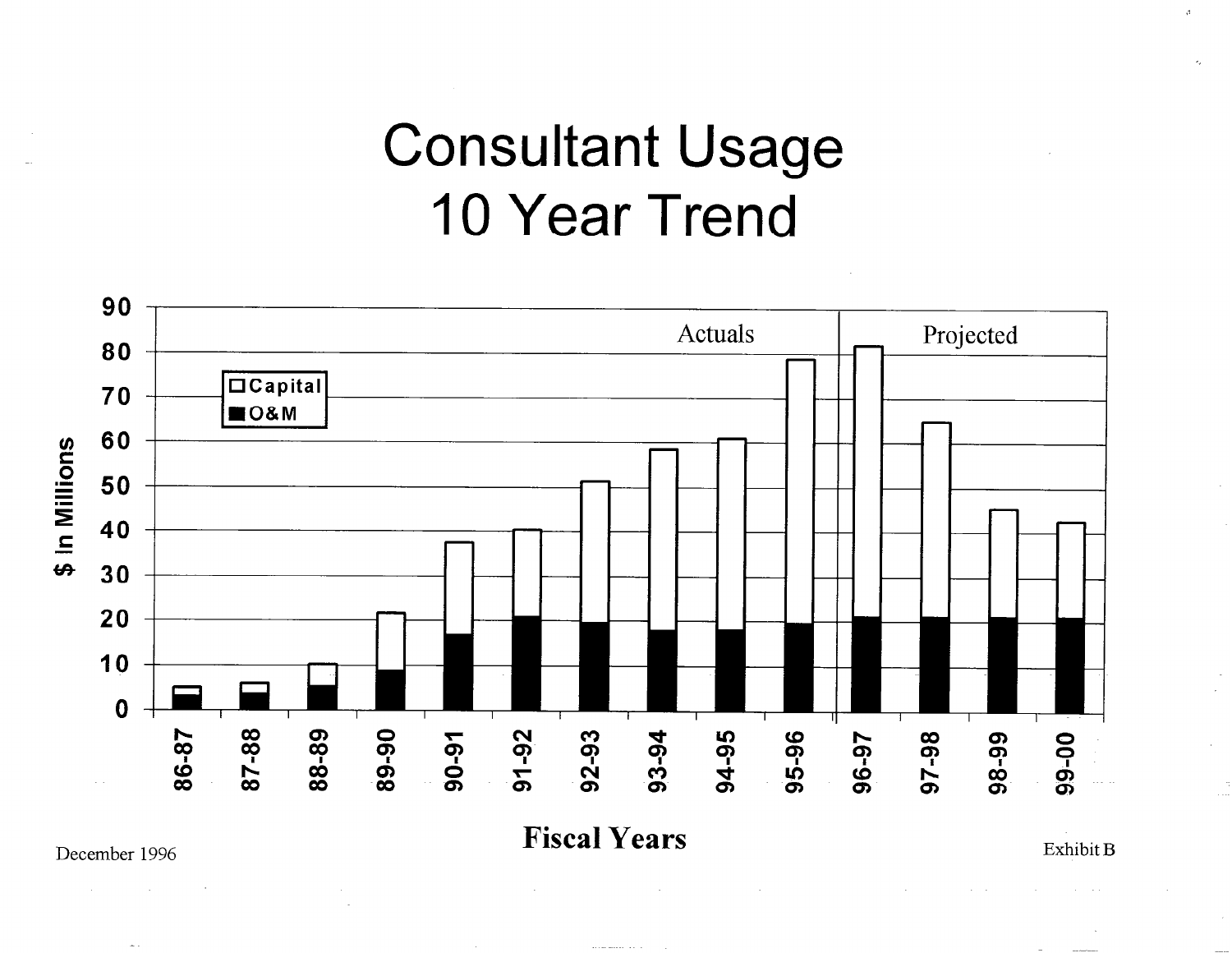# Consultant Usage
# 10 Year Trend

Legend: □ Capital ■ O&M

$ In Millions (axis: 0, 10, 20, 30, 40, 50, 60, 70, 80, 90)

Actuals: 86-87, 87-88, 88-89, 89-90, 90-91, 91-92, 92-93, 93-94, 94-95, 95-96

Projected: 96-97, 97-98, 98-99, 99-00

**Fiscal Years**

December 1996

Exhibit B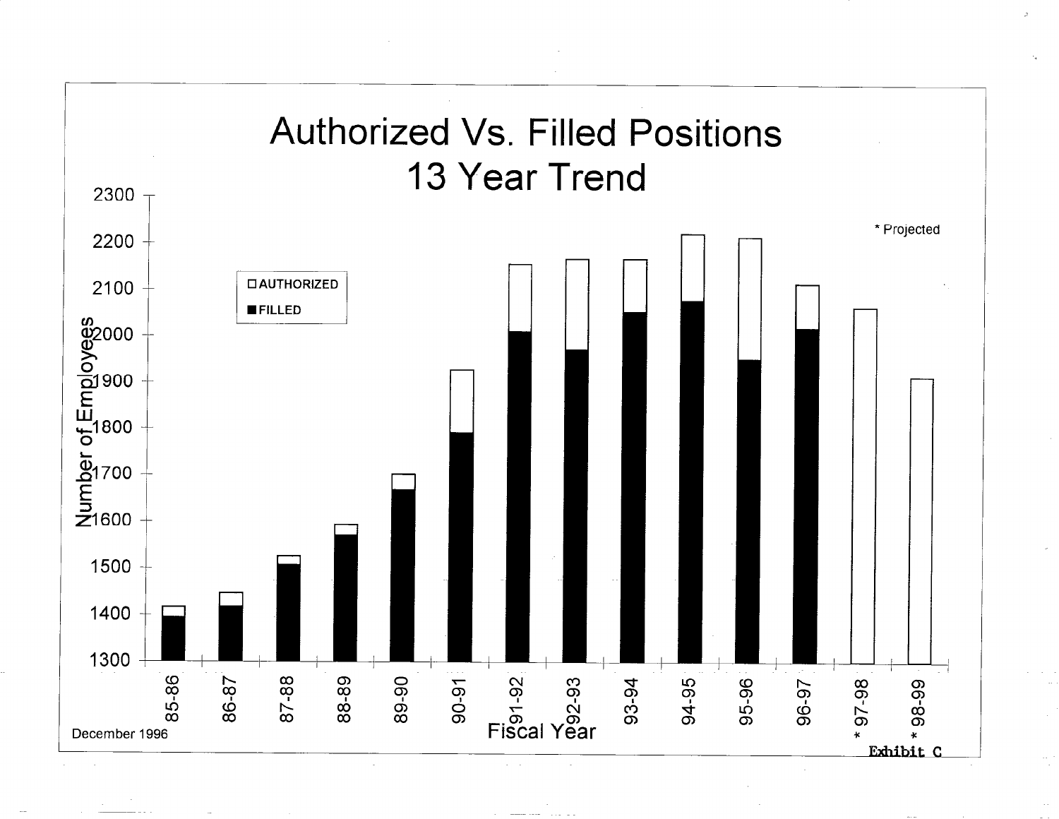# Authorized Vs. Filled Positions
## 13 Year Trend

| Fiscal Year | Authorized | Filled |
|---|---|---|
| 85-86 | 1415 | 1395 |
| 86-87 | 1445 | 1415 |
| 87-88 | 1525 | 1505 |
| 88-89 | 1590 | 1570 |
| 89-90 | 1700 | 1665 |
| 90-91 | 1920 | 1790 |
| 91-92 | 2150 | 2005 |
| 92-93 | 2160 | 1965 |
| 93-94 | 2160 | 2045 |
| 94-95 | 2215 | 2070 |
| 95-96 | 2205 | 1945 |
| 96-97 | 2105 | 2010 |
| * 97-98 | 2055 | |
| * 98-99 | 1905 | |

Number of Employees (y-axis); Fiscal Year (x-axis)

□ AUTHORIZED
■ FILLED

\* Projected

December 1996

Exhibit C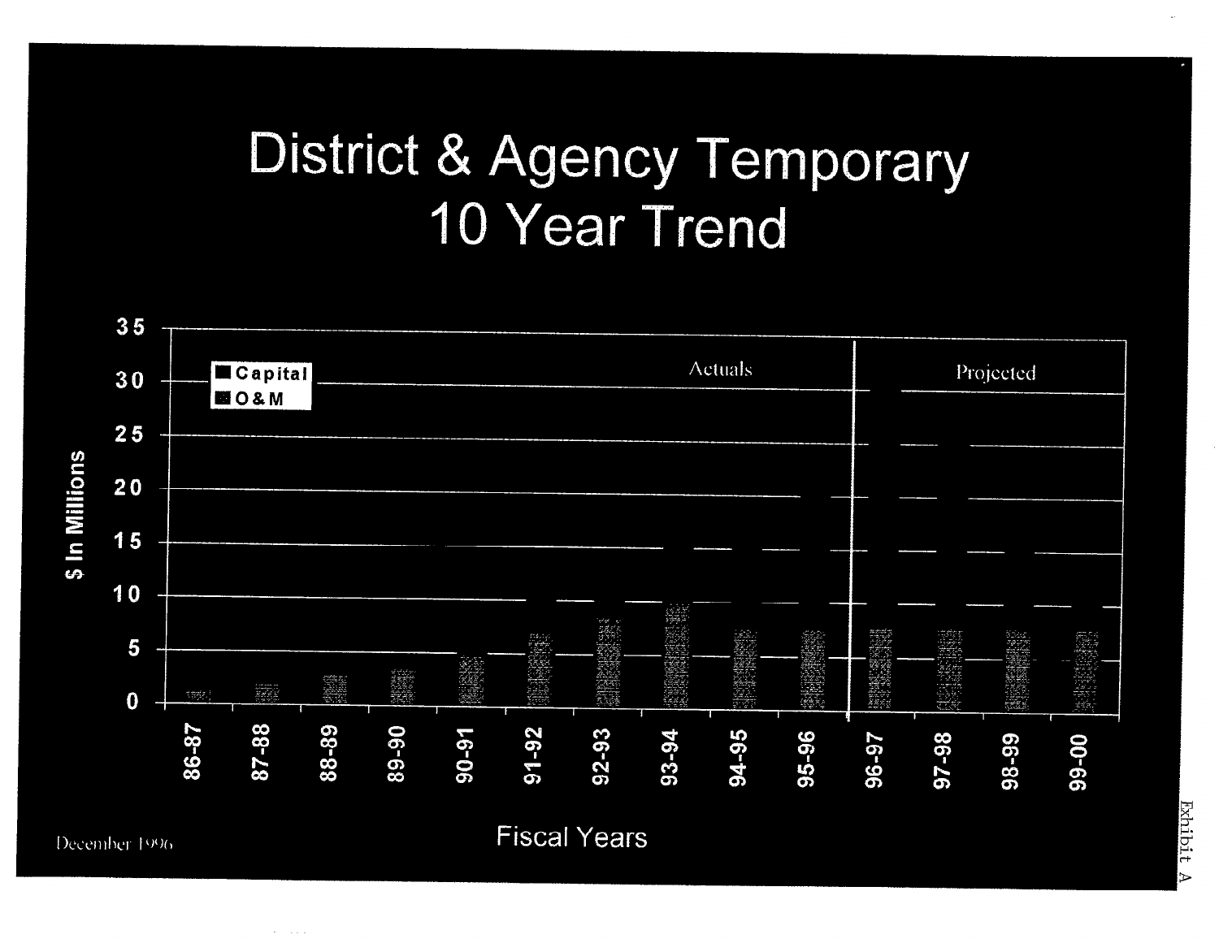# District & Agency Temporary 10 Year Trend

Capital
O & M

Actuals | Projected

$ In Millions: 0, 5, 10, 15, 20, 25, 30, 35

Fiscal Years: 86-87, 87-88, 88-89, 89-90, 90-91, 91-92, 92-93, 93-94, 94-95, 95-96, 96-97, 97-98, 98-99, 99-00

December 1996

Exhibit A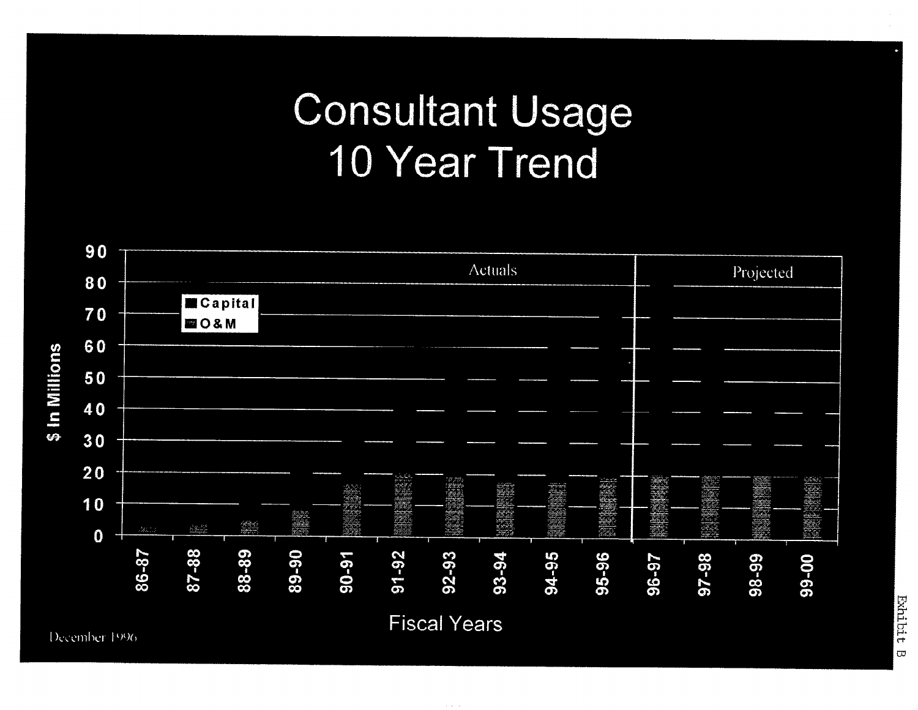# Consultant Usage
# 10 Year Trend

Actuals | Projected

- Capital
- O&M

$ In Millions: 0, 10, 20, 30, 40, 50, 60, 70, 80, 90

Fiscal Years: 86-87, 87-88, 88-89, 89-90, 90-91, 91-92, 92-93, 93-94, 94-95, 95-96, 96-97, 97-98, 98-99, 99-00

December 1996

Exhibit B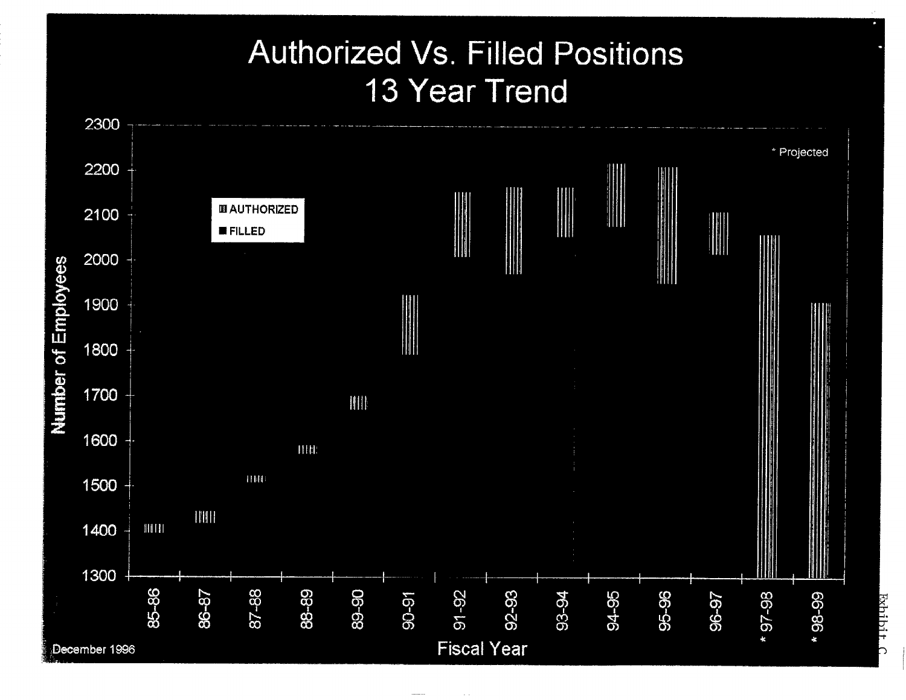# Authorized Vs. Filled Positions
## 13 Year Trend

\* Projected

AUTHORIZED
FILLED

Number of Employees

2300
2200
2100
2000
1900
1800
1700
1600
1500
1400
1300

85-86
86-87
87-88
88-89
89-90
90-91
91-92
92-93
93-94
94-95
95-96
96-97
\* 97-98
\* 98-99

Fiscal Year

December 1996

Exhibit C